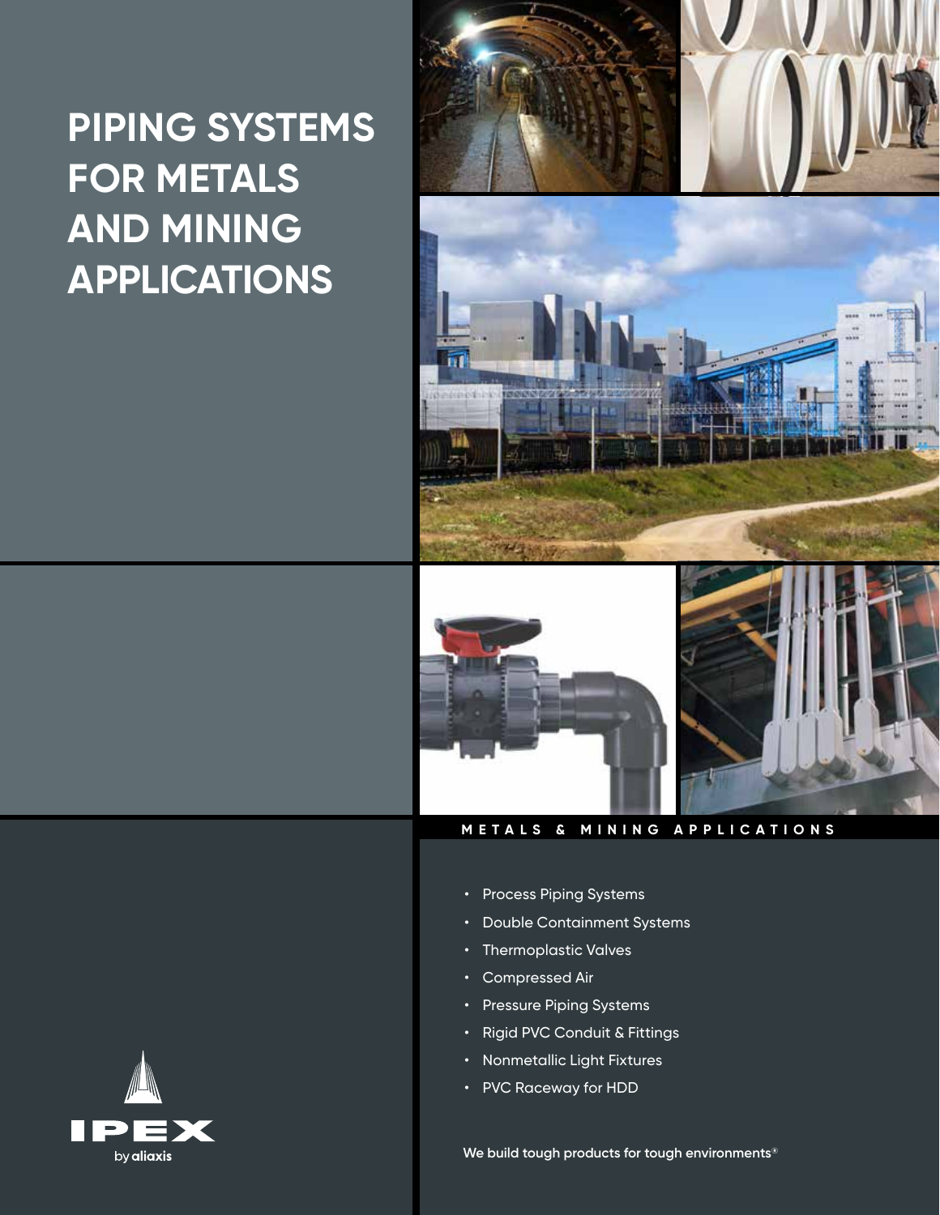# PIPING SYSTEMS FOR METALS AND MINING APPLICATIONS

METALS & MINING APPLICATIONS

- Process Piping Systems
- Double Containment Systems
- Thermoplastic Valves
- Compressed Air
- Pressure Piping Systems
- Rigid PVC Conduit & Fittings
- Nonmetallic Light Fixtures
- PVC Raceway for HDD

**We build tough products for tough environments®**

IPEX by aliaxis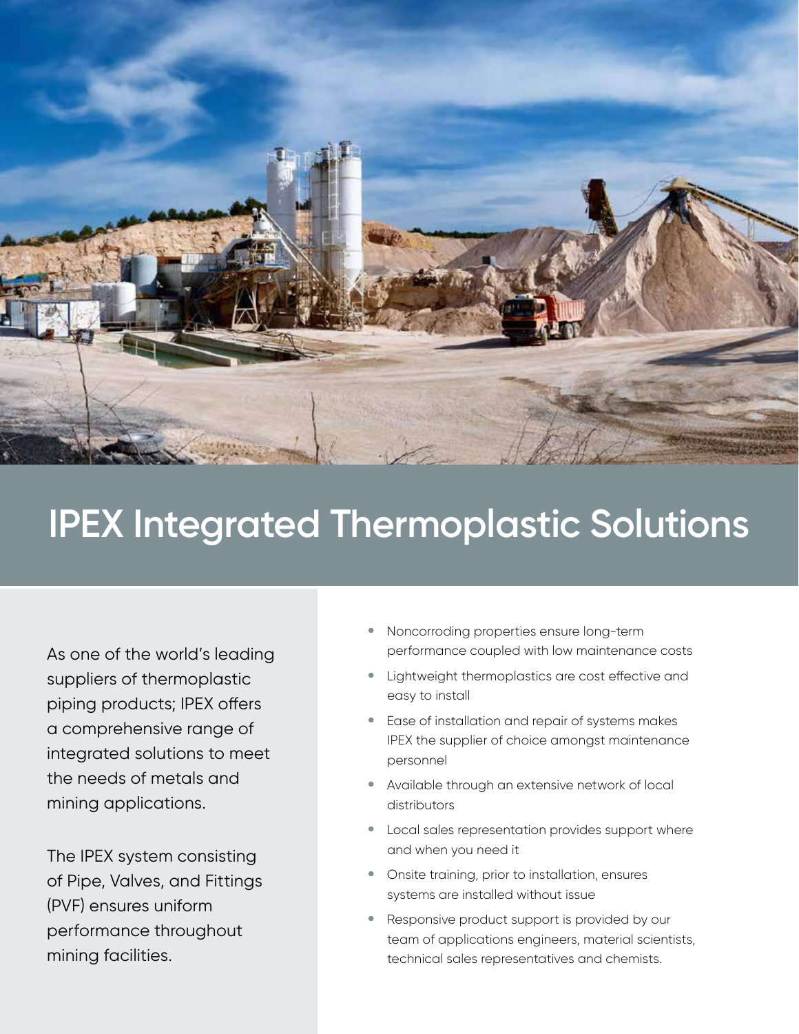# IPEX Integrated Thermoplastic Solutions

As one of the world's leading suppliers of thermoplastic piping products; IPEX offers a comprehensive range of integrated solutions to meet the needs of metals and mining applications.

The IPEX system consisting of Pipe, Valves, and Fittings (PVF) ensures uniform performance throughout mining facilities.

- Noncorroding properties ensure long-term performance coupled with low maintenance costs
- Lightweight thermoplastics are cost effective and easy to install
- Ease of installation and repair of systems makes IPEX the supplier of choice amongst maintenance personnel
- Available through an extensive network of local distributors
- Local sales representation provides support where and when you need it
- Onsite training, prior to installation, ensures systems are installed without issue
- Responsive product support is provided by our team of applications engineers, material scientists, technical sales representatives and chemists.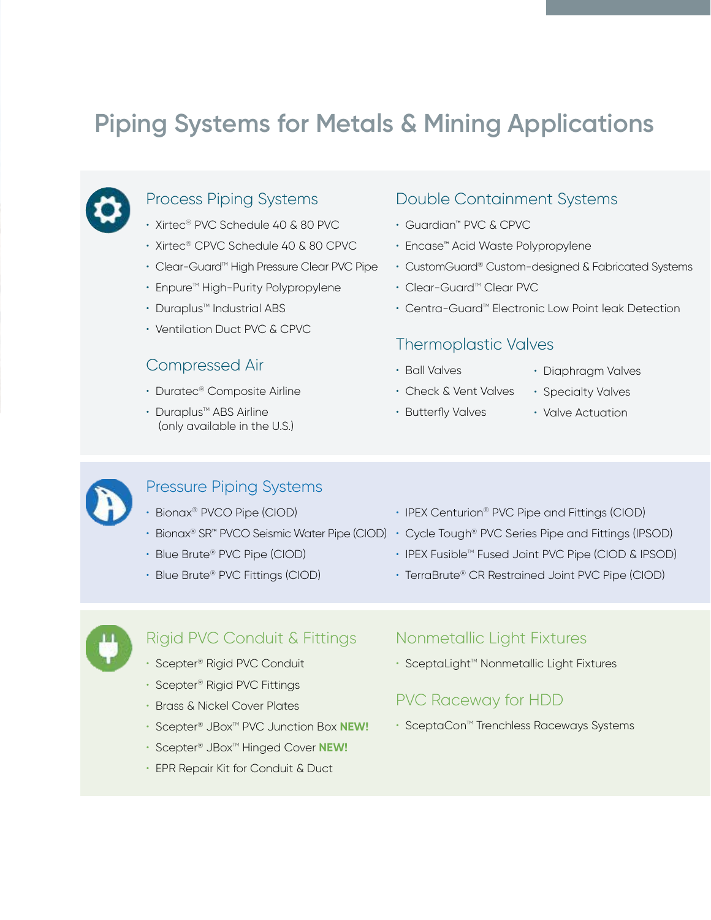# Piping Systems for Metals & Mining Applications

## Process Piping Systems

- Xirtec® PVC Schedule 40 & 80 PVC
- Xirtec® CPVC Schedule 40 & 80 CPVC
- Clear-Guard™ High Pressure Clear PVC Pipe
- Enpure™ High-Purity Polypropylene
- Duraplus™ Industrial ABS
- Ventilation Duct PVC & CPVC

## Compressed Air

- Duratec® Composite Airline
- Duraplus™ ABS Airline (only available in the U.S.)

## Double Containment Systems

- Guardian™ PVC & CPVC
- Encase™ Acid Waste Polypropylene
- CustomGuard® Custom-designed & Fabricated Systems
- Clear-Guard™ Clear PVC
- Centra-Guard™ Electronic Low Point leak Detection

## Thermoplastic Valves

- Ball Valves
- Check & Vent Valves
- Butterfly Valves
- Diaphragm Valves
- Specialty Valves
- Valve Actuation

## Pressure Piping Systems

- Bionax® PVCO Pipe (CIOD)
- Bionax® SR™ PVCO Seismic Water Pipe (CIOD)
- Blue Brute® PVC Pipe (CIOD)
- Blue Brute® PVC Fittings (CIOD)
- IPEX Centurion® PVC Pipe and Fittings (CIOD)
- Cycle Tough® PVC Series Pipe and Fittings (IPSOD)
- IPEX Fusible™ Fused Joint PVC Pipe (CIOD & IPSOD)
- TerraBrute® CR Restrained Joint PVC Pipe (CIOD)

## Rigid PVC Conduit & Fittings

- Scepter® Rigid PVC Conduit
- Scepter® Rigid PVC Fittings
- Brass & Nickel Cover Plates
- Scepter® JBox™ PVC Junction Box **NEW!**
- Scepter® JBox™ Hinged Cover **NEW!**
- EPR Repair Kit for Conduit & Duct

## Nonmetallic Light Fixtures

- SceptaLight™ Nonmetallic Light Fixtures

## PVC Raceway for HDD

- SceptaCon™ Trenchless Raceways Systems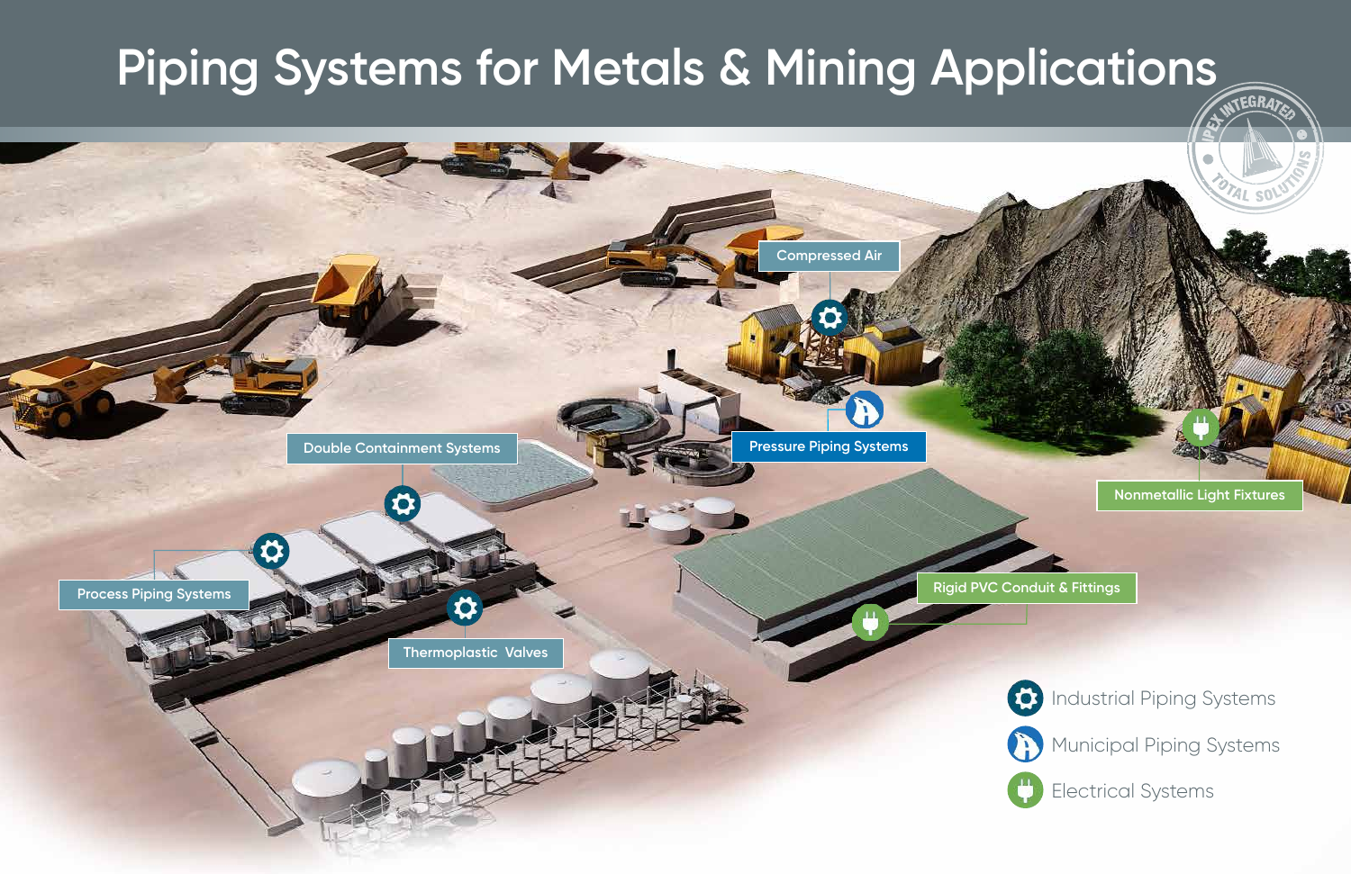# Piping Systems for Metals & Mining Applications

- Compressed Air
- Pressure Piping Systems
- Nonmetallic Light Fixtures
- Double Containment Systems
- Process Piping Systems
- Thermoplastic Valves
- Rigid PVC Conduit & Fittings

Industrial Piping Systems

Municipal Piping Systems

Electrical Systems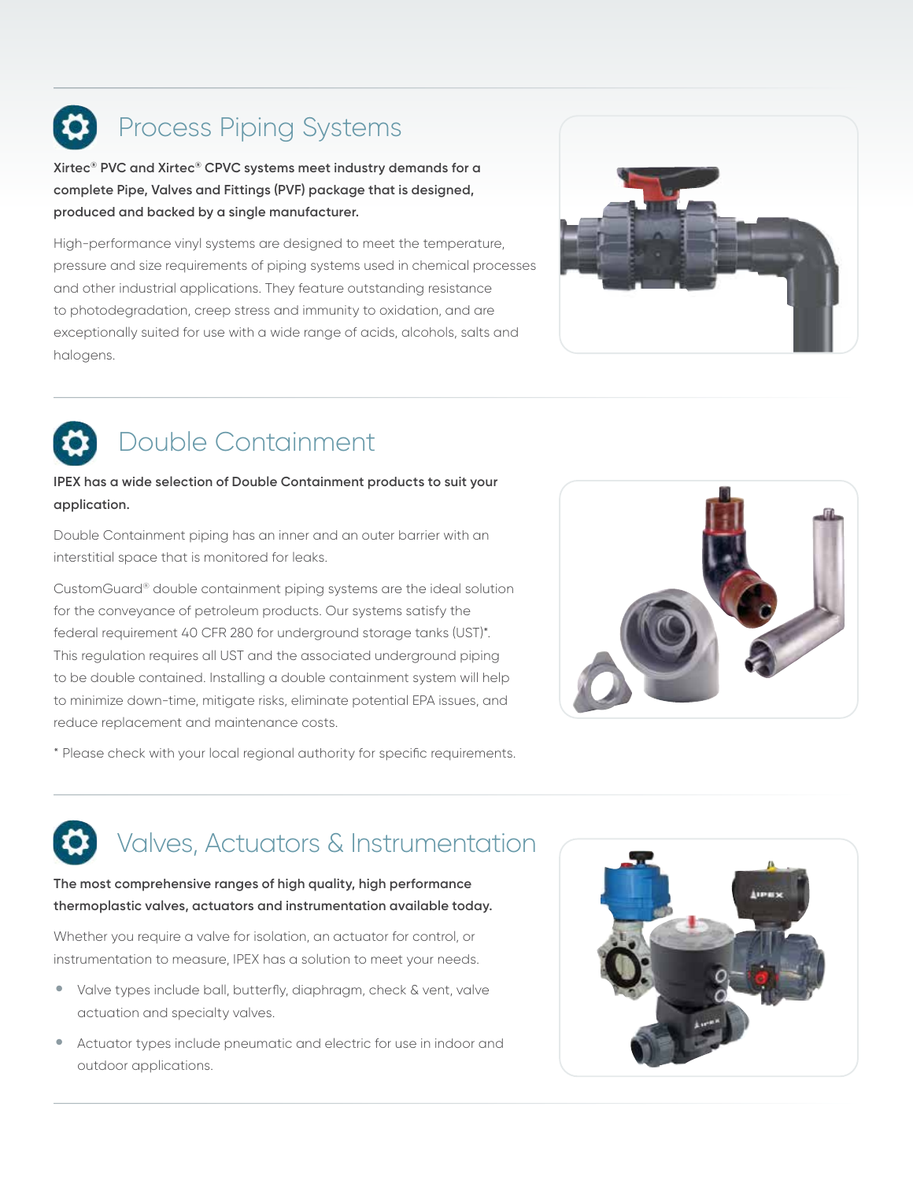## Process Piping Systems

**Xirtec® PVC and Xirtec® CPVC systems meet industry demands for a complete Pipe, Valves and Fittings (PVF) package that is designed, produced and backed by a single manufacturer.**

High-performance vinyl systems are designed to meet the temperature, pressure and size requirements of piping systems used in chemical processes and other industrial applications. They feature outstanding resistance to photodegradation, creep stress and immunity to oxidation, and are exceptionally suited for use with a wide range of acids, alcohols, salts and halogens.

## Double Containment

**IPEX has a wide selection of Double Containment products to suit your application.**

Double Containment piping has an inner and an outer barrier with an interstitial space that is monitored for leaks.

CustomGuard® double containment piping systems are the ideal solution for the conveyance of petroleum products. Our systems satisfy the federal requirement 40 CFR 280 for underground storage tanks (UST)*. This regulation requires all UST and the associated underground piping to be double contained. Installing a double containment system will help to minimize down-time, mitigate risks, eliminate potential EPA issues, and reduce replacement and maintenance costs.

* Please check with your local regional authority for specific requirements.

## Valves, Actuators & Instrumentation

**The most comprehensive ranges of high quality, high performance thermoplastic valves, actuators and instrumentation available today.**

Whether you require a valve for isolation, an actuator for control, or instrumentation to measure, IPEX has a solution to meet your needs.

- Valve types include ball, butterfly, diaphragm, check & vent, valve actuation and specialty valves.
- Actuator types include pneumatic and electric for use in indoor and outdoor applications.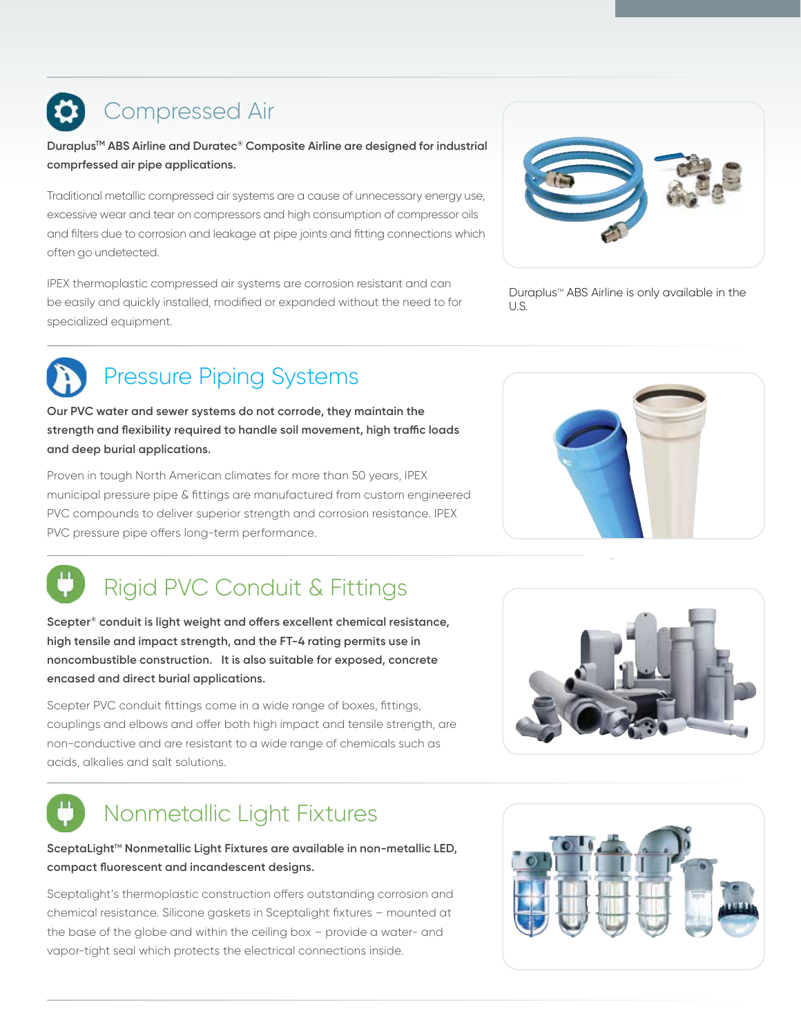## Compressed Air

**Duraplus™ ABS Airline and Duratec® Composite Airline are designed for industrial comprfessed air pipe applications.**

Traditional metallic compressed air systems are a cause of unnecessary energy use, excessive wear and tear on compressors and high consumption of compressor oils and filters due to corrosion and leakage at pipe joints and fitting connections which often go undetected.

IPEX thermoplastic compressed air systems are corrosion resistant and can be easily and quickly installed, modified or expanded without the need to for specialized equipment.

Duraplus™ ABS Airline is only available in the U.S.

## Pressure Piping Systems

**Our PVC water and sewer systems do not corrode, they maintain the strength and flexibility required to handle soil movement, high traffic loads and deep burial applications.**

Proven in tough North American climates for more than 50 years, IPEX municipal pressure pipe & fittings are manufactured from custom engineered PVC compounds to deliver superior strength and corrosion resistance. IPEX PVC pressure pipe offers long-term performance.

## Rigid PVC Conduit & Fittings

**Scepter® conduit is light weight and offers excellent chemical resistance, high tensile and impact strength, and the FT-4 rating permits use in noncombustible construction. It is also suitable for exposed, concrete encased and direct burial applications.**

Scepter PVC conduit fittings come in a wide range of boxes, fittings, couplings and elbows and offer both high impact and tensile strength, are non-conductive and are resistant to a wide range of chemicals such as acids, alkalies and salt solutions.

## Nonmetallic Light Fixtures

**SceptaLight™ Nonmetallic Light Fixtures are available in non-metallic LED, compact fluorescent and incandescent designs.**

Sceptalight's thermoplastic construction offers outstanding corrosion and chemical resistance. Silicone gaskets in Sceptalight fixtures – mounted at the base of the globe and within the ceiling box – provide a water- and vapor-tight seal which protects the electrical connections inside.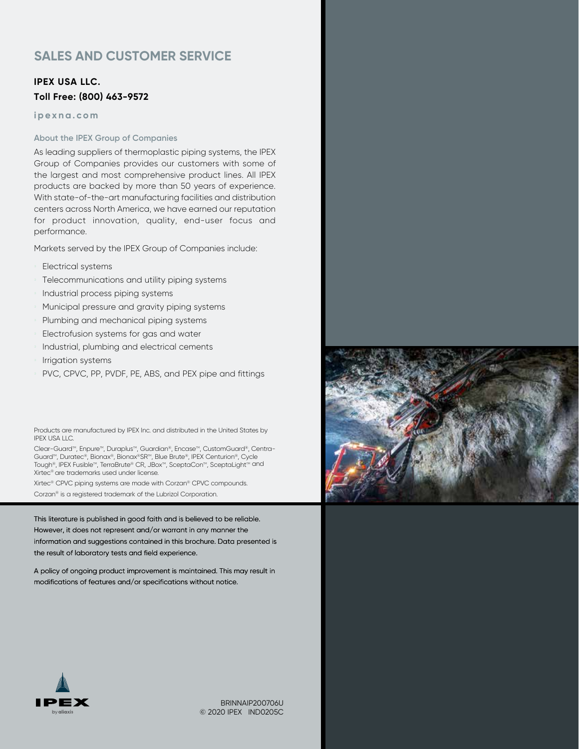## SALES AND CUSTOMER SERVICE

**IPEX USA LLC.**
**Toll Free: (800) 463-9572**

**ipexna.com**

### About the IPEX Group of Companies

As leading suppliers of thermoplastic piping systems, the IPEX Group of Companies provides our customers with some of the largest and most comprehensive product lines. All IPEX products are backed by more than 50 years of experience. With state-of-the-art manufacturing facilities and distribution centers across North America, we have earned our reputation for product innovation, quality, end-user focus and performance.

Markets served by the IPEX Group of Companies include:

- Electrical systems
- Telecommunications and utility piping systems
- Industrial process piping systems
- Municipal pressure and gravity piping systems
- Plumbing and mechanical piping systems
- Electrofusion systems for gas and water
- Industrial, plumbing and electrical cements
- Irrigation systems
- PVC, CPVC, PP, PVDF, PE, ABS, and PEX pipe and fittings

Products are manufactured by IPEX Inc. and distributed in the United States by IPEX USA LLC.

Clear-Guard™, Enpure™, Duraplus™, Guardian®, Encase™, CustomGuard®, Centra-Guard™, Duratec®, Bionax®, Bionax®SR™, Blue Brute®, IPEX Centurion®, Cycle Tough®, IPEX Fusible™, TerraBrute® CR, JBox™, SceptaCon™, SceptaLight™ and Xirtec® are trademarks used under license.

Xirtec® CPVC piping systems are made with Corzan® CPVC compounds.

Corzan® is a registered trademark of the Lubrizol Corporation.

This literature is published in good faith and is believed to be reliable. However, it does not represent and/or warrant in any manner the information and suggestions contained in this brochure. Data presented is the result of laboratory tests and field experience.

A policy of ongoing product improvement is maintained. This may result in modifications of features and/or specifications without notice.

IPEX by aliaxis

BRINNAIP200706U
© 2020 IPEX IND0205C